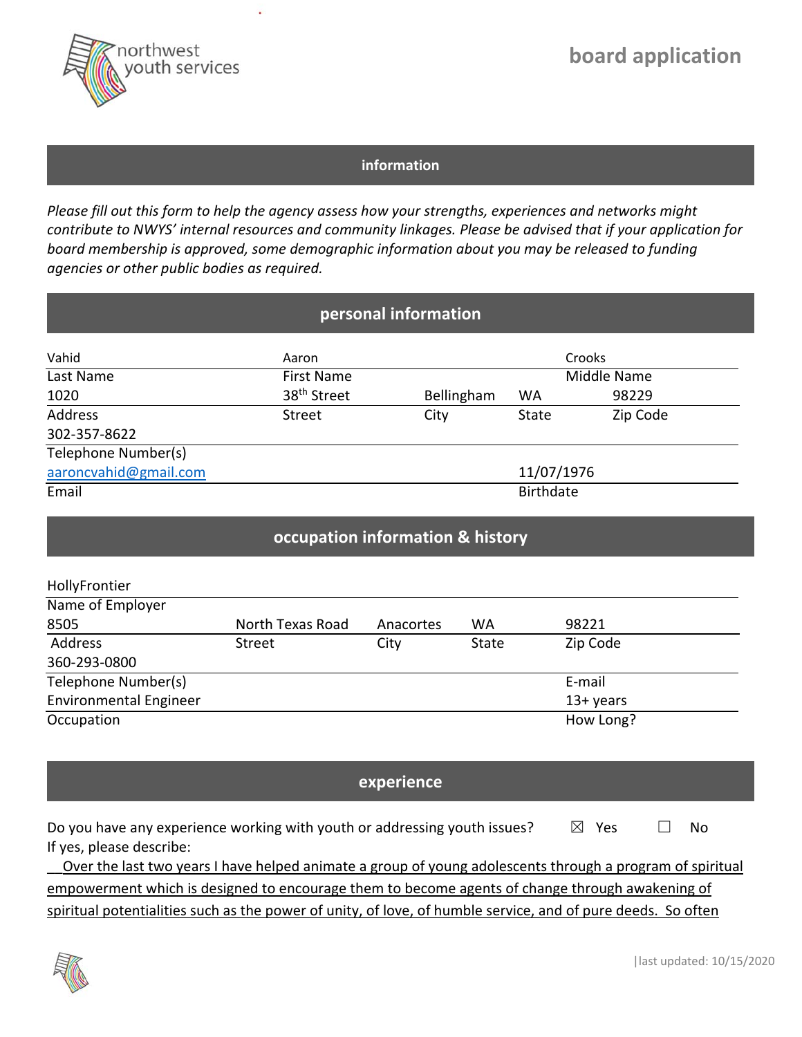northwest youth services

# board application

## information

*Please fill out this form to help the agency assess how your strengths, experiences and networks might contribute to NWYS' internal resources and community linkages. Please be advised that if your application for board membership is approved, some demographic information about you may be released to funding agencies or other public bodies as required.*

## personal information

| Vahid | Aaron | | | Crooks |
|---|---|---|---|---|
| Last Name | First Name | | | Middle Name |
| 1020 | 38th Street | Bellingham | WA | 98229 |
| Address | Street | City | State | Zip Code |
| 302-357-8622 | | | | |
| Telephone Number(s) | | | | |
| aaroncvahid@gmail.com | | | 11/07/1976 | |
| Email | | | Birthdate | |

## occupation information & history

| HollyFrontier | | | | |
|---|---|---|---|---|
| Name of Employer | | | | |
| 8505 | North Texas Road | Anacortes | WA | 98221 |
| Address | Street | City | State | Zip Code |
| 360-293-0800 | | | | |
| Telephone Number(s) | | | | E-mail |
| Environmental Engineer | | | | 13+ years |
| Occupation | | | | How Long? |

## experience

Do you have any experience working with youth or addressing youth issues? ☒ Yes ☐ No

If yes, please describe:

Over the last two years I have helped animate a group of young adolescents through a program of spiritual empowerment which is designed to encourage them to become agents of change through awakening of spiritual potentialities such as the power of unity, of love, of humble service, and of pure deeds. So often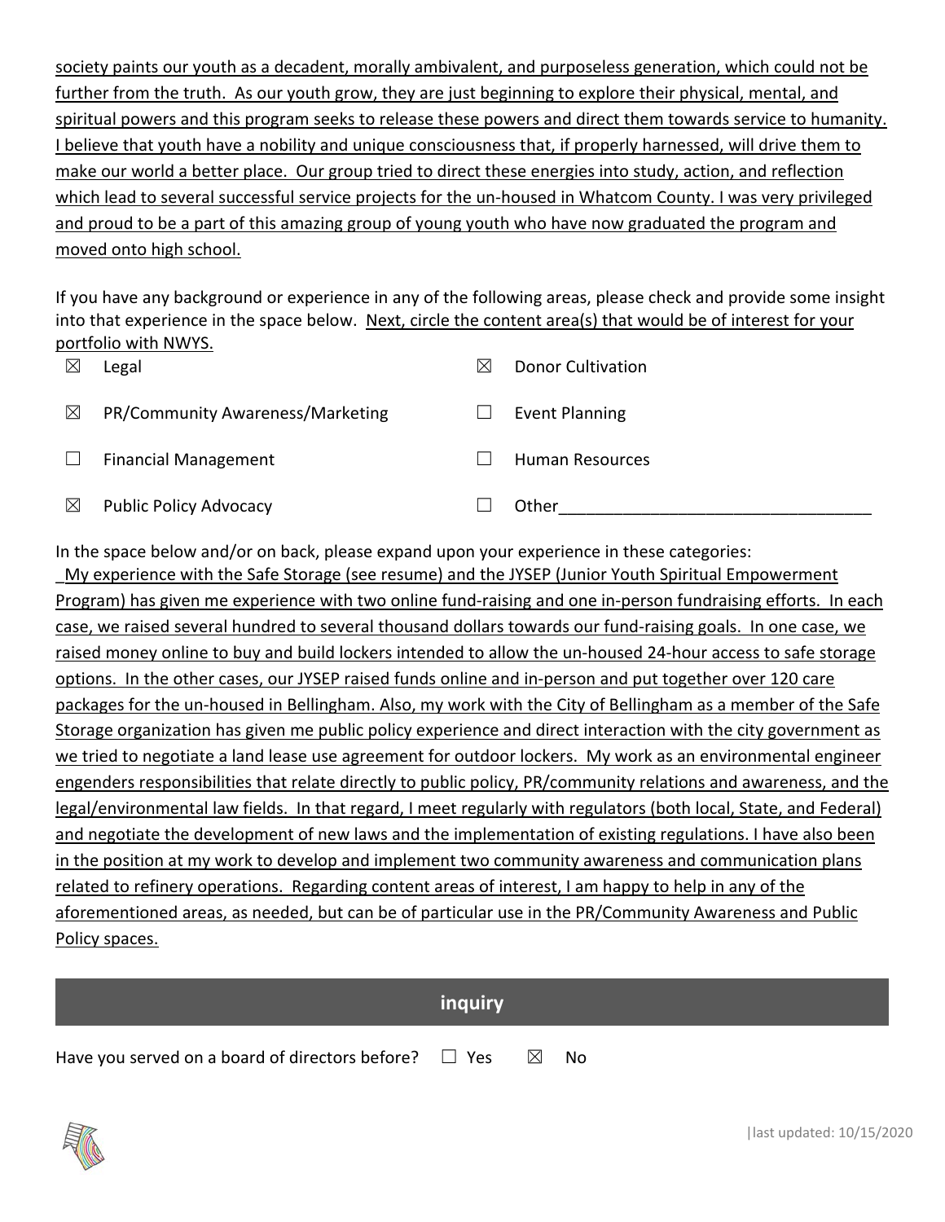society paints our youth as a decadent, morally ambivalent, and purposeless generation, which could not be further from the truth. As our youth grow, they are just beginning to explore their physical, mental, and spiritual powers and this program seeks to release these powers and direct them towards service to humanity. I believe that youth have a nobility and unique consciousness that, if properly harnessed, will drive them to make our world a better place. Our group tried to direct these energies into study, action, and reflection which lead to several successful service projects for the un-housed in Whatcom County. I was very privileged and proud to be a part of this amazing group of young youth who have now graduated the program and moved onto high school.

If you have any background or experience in any of the following areas, please check and provide some insight into that experience in the space below. Next, circle the content area(s) that would be of interest for your portfolio with NWYS.

- ☒ Legal
- ☒ Donor Cultivation
- ☒ PR/Community Awareness/Marketing
- ☐ Event Planning
- ☐ Financial Management
- ☐ Human Resources
- ☒ Public Policy Advocacy
- ☐ Other___________________________________

In the space below and/or on back, please expand upon your experience in these categories:

My experience with the Safe Storage (see resume) and the JYSEP (Junior Youth Spiritual Empowerment Program) has given me experience with two online fund-raising and one in-person fundraising efforts. In each case, we raised several hundred to several thousand dollars towards our fund-raising goals. In one case, we raised money online to buy and build lockers intended to allow the un-housed 24-hour access to safe storage options. In the other cases, our JYSEP raised funds online and in-person and put together over 120 care packages for the un-housed in Bellingham. Also, my work with the City of Bellingham as a member of the Safe Storage organization has given me public policy experience and direct interaction with the city government as we tried to negotiate a land lease use agreement for outdoor lockers. My work as an environmental engineer engenders responsibilities that relate directly to public policy, PR/community relations and awareness, and the legal/environmental law fields. In that regard, I meet regularly with regulators (both local, State, and Federal) and negotiate the development of new laws and the implementation of existing regulations. I have also been in the position at my work to develop and implement two community awareness and communication plans related to refinery operations. Regarding content areas of interest, I am happy to help in any of the aforementioned areas, as needed, but can be of particular use in the PR/Community Awareness and Public Policy spaces.

## inquiry

Have you served on a board of directors before? ☐ Yes ☒ No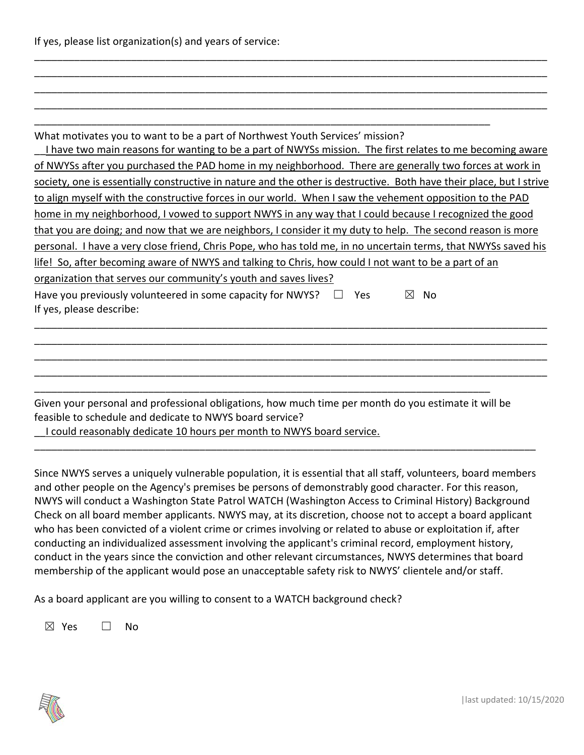If yes, please list organization(s) and years of service:

______________________________________________________________________________________
______________________________________________________________________________________
______________________________________________________________________________________
______________________________________________________________________________________
______________________________________________________________________________

What motivates you to want to be a part of Northwest Youth Services' mission?

I have two main reasons for wanting to be a part of NWYSs mission. The first relates to me becoming aware of NWYSs after you purchased the PAD home in my neighborhood. There are generally two forces at work in society, one is essentially constructive in nature and the other is destructive. Both have their place, but I strive to align myself with the constructive forces in our world. When I saw the vehement opposition to the PAD home in my neighborhood, I vowed to support NWYS in any way that I could because I recognized the good that you are doing; and now that we are neighbors, I consider it my duty to help. The second reason is more personal. I have a very close friend, Chris Pope, who has told me, in no uncertain terms, that NWYSs saved his life! So, after becoming aware of NWYS and talking to Chris, how could I not want to be a part of an organization that serves our community's youth and saves lives?

Have you previously volunteered in some capacity for NWYS? ☐ Yes ☒ No

If yes, please describe:

______________________________________________________________________________________
______________________________________________________________________________________
______________________________________________________________________________________
______________________________________________________________________________________
______________________________________________________________________________

Given your personal and professional obligations, how much time per month do you estimate it will be feasible to schedule and dedicate to NWYS board service?

I could reasonably dedicate 10 hours per month to NWYS board service.

______________________________________________________________________________________

Since NWYS serves a uniquely vulnerable population, it is essential that all staff, volunteers, board members and other people on the Agency's premises be persons of demonstrably good character. For this reason, NWYS will conduct a Washington State Patrol WATCH (Washington Access to Criminal History) Background Check on all board member applicants. NWYS may, at its discretion, choose not to accept a board applicant who has been convicted of a violent crime or crimes involving or related to abuse or exploitation if, after conducting an individualized assessment involving the applicant's criminal record, employment history, conduct in the years since the conviction and other relevant circumstances, NWYS determines that board membership of the applicant would pose an unacceptable safety risk to NWYS' clientele and/or staff.

As a board applicant are you willing to consent to a WATCH background check?

☒ Yes ☐ No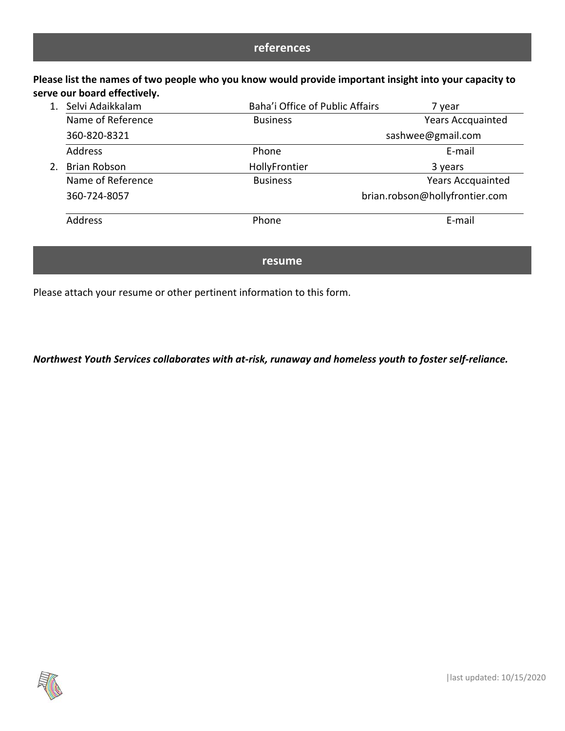## references

**Please list the names of two people who you know would provide important insight into your capacity to serve our board effectively.**

1. Selvi Adaikkalam — Baha'i Office of Public Affairs — 7 year

   Name of Reference — Business — Years Accquainted

   360-820-8321 — sashwee@gmail.com

   Address — Phone — E-mail

2. Brian Robson — HollyFrontier — 3 years

   Name of Reference — Business — Years Accquainted

   360-724-8057 — brian.robson@hollyfrontier.com

   Address — Phone — E-mail

## resume

Please attach your resume or other pertinent information to this form.

***Northwest Youth Services collaborates with at-risk, runaway and homeless youth to foster self-reliance.***